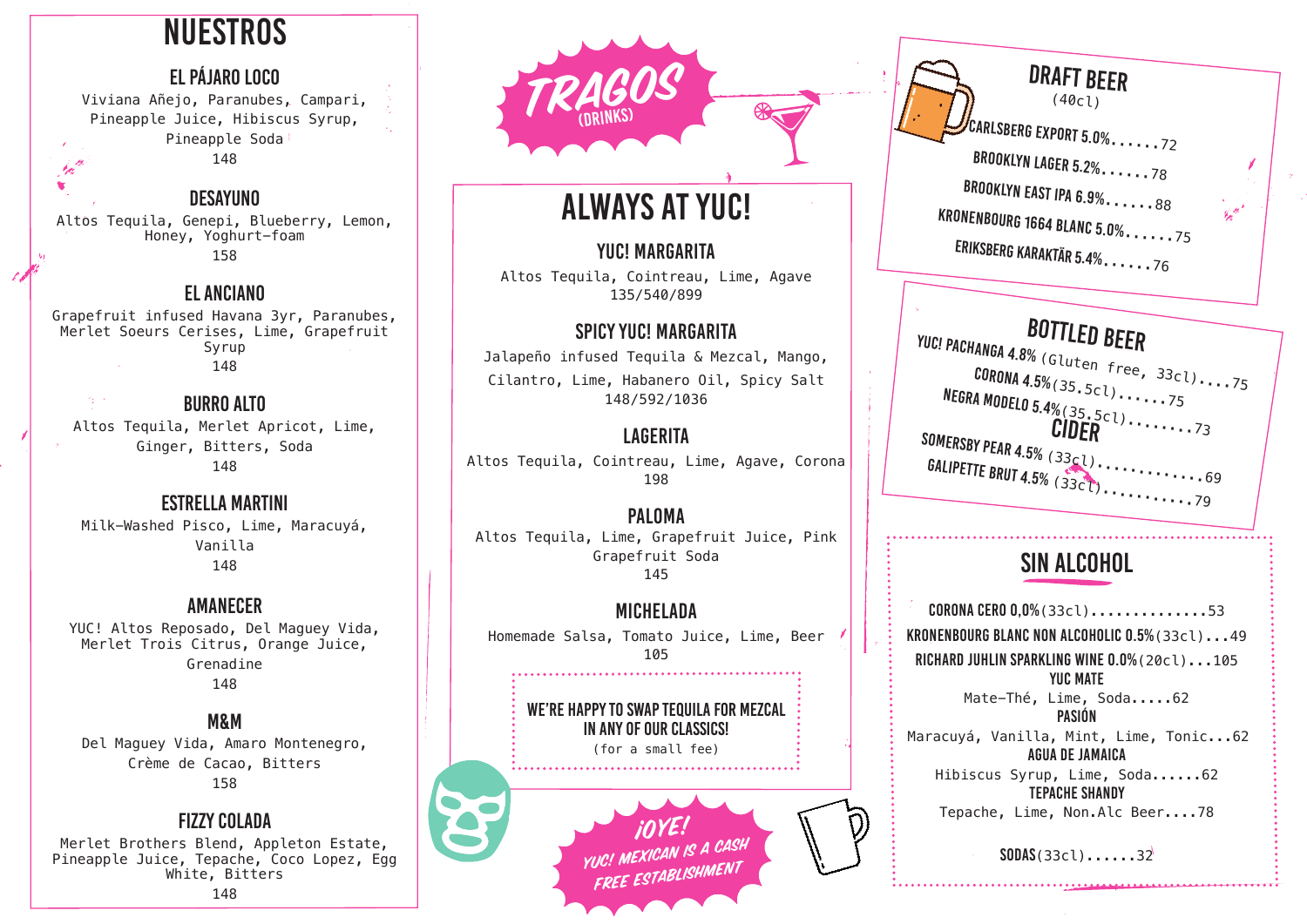# NUESTROS

### EL PÁJARO LOCO
Viviana Añejo, Paranubes, Campari, Pineapple Juice, Hibiscus Syrup, Pineapple Soda
148

### DESAYUNO
Altos Tequila, Genepi, Blueberry, Lemon, Honey, Yoghurt-foam
158

### EL ANCIANO
Grapefruit infused Havana 3yr, Paranubes, Merlet Soeurs Cerises, Lime, Grapefruit Syrup
148

### BURRO ALTO
Altos Tequila, Merlet Apricot, Lime, Ginger, Bitters, Soda
148

### ESTRELLA MARTINI
Milk-Washed Pisco, Lime, Maracuyá, Vanilla
148

### AMANECER
YUC! Altos Reposado, Del Maguey Vida, Merlet Trois Citrus, Orange Juice, Grenadine
148

### M&M
Del Maguey Vida, Amaro Montenegro, Crème de Cacao, Bitters
158

### FIZZY COLADA
Merlet Brothers Blend, Appleton Estate, Pineapple Juice, Tepache, Coco Lopez, Egg White, Bitters
148

# TRAGOS (DRINKS)

## ALWAYS AT YUC!

### YUC! MARGARITA
Altos Tequila, Cointreau, Lime, Agave
135/540/899

### SPICY YUC! MARGARITA
Jalapeño infused Tequila & Mezcal, Mango, Cilantro, Lime, Habanero Oil, Spicy Salt
148/592/1036

### LAGERITA
Altos Tequila, Cointreau, Lime, Agave, Corona
198

### PALOMA
Altos Tequila, Lime, Grapefruit Juice, Pink Grapefruit Soda
145

### MICHELADA
Homemade Salsa, Tomato Juice, Lime, Beer
105

**WE'RE HAPPY TO SWAP TEQUILA FOR MEZCAL IN ANY OF OUR CLASSICS!**
(for a small fee)

*¡OYE! YUC! MEXICAN IS A CASH FREE ESTABLISHMENT*

## DRAFT BEER
(40cl)

- CARLSBERG EXPORT 5.0%......72
- BROOKLYN LAGER 5.2%......78
- BROOKLYN EAST IPA 6.9%......88
- KRONENBOURG 1664 BLANC 5.0%......75
- ERIKSBERG KARAKTÄR 5.4%......76

## BOTTLED BEER

- YUC! PACHANGA 4.8% (Gluten free, 33cl)....75
- CORONA 4.5% (35.5cl)......75
- NEGRA MODELO 5.4% (35.5cl)........73

## CIDER

- SOMERSBY PEAR 4.5% (33cl)............69
- GALIPETTE BRUT 4.5% (33cl)..........79

## SIN ALCOHOL

- CORONA CERO 0,0% (33cl)..............53
- KRONENBOURG BLANC NON ALCOHOLIC 0.5% (33cl)...49
- RICHARD JUHLIN SPARKLING WINE 0.0% (20cl)...105

**YUC MATE**
Mate-Thé, Lime, Soda.....62

**PASIÓN**
Maracuyá, Vanilla, Mint, Lime, Tonic...62

**AGUA DE JAMAICA**
Hibiscus Syrup, Lime, Soda......62

**TEPACHE SHANDY**
Tepache, Lime, Non.Alc Beer....78

**SODAS** (33cl)......32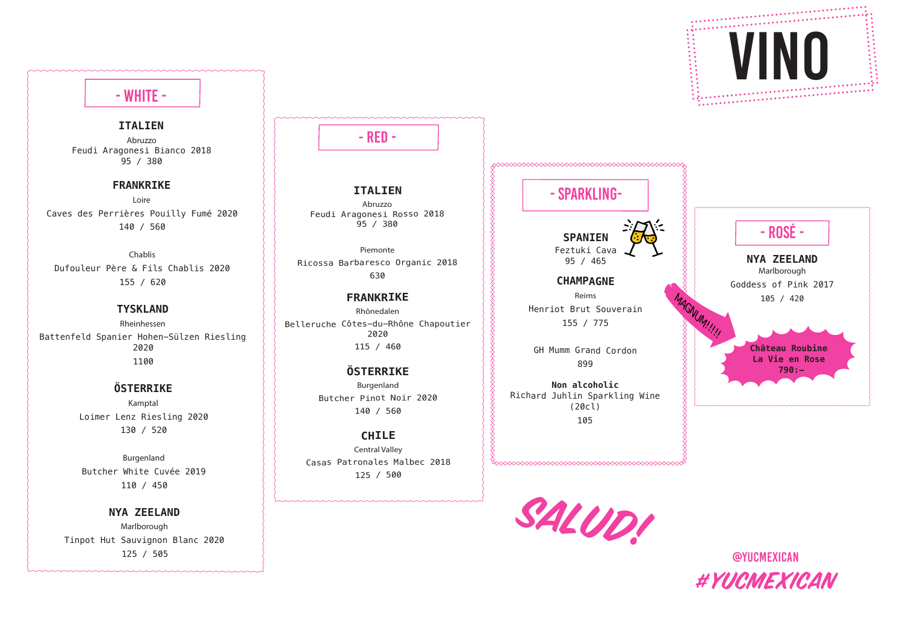# VINO

## - WHITE -

### ITALIEN

Abruzzo

Feudi Aragonesi Bianco 2018

95 / 380

### FRANKRIKE

Loire

Caves des Perrières Pouilly Fumé 2020

140 / 560

Chablis

Dufouleur Père & Fils Chablis 2020

155 / 620

### TYSKLAND

Rheinhessen

Battenfeld Spanier Hohen-Sülzen Riesling 2020

1100

### ÖSTERRIKE

Kamptal

Loimer Lenz Riesling 2020

130 / 520

Burgenland

Butcher White Cuvée 2019

110 / 450

### NYA ZEELAND

Marlborough

Tinpot Hut Sauvignon Blanc 2020

125 / 505

## - RED -

### ITALIEN

Abruzzo

Feudi Aragonesi Rosso 2018

95 / 380

Piemonte

Ricossa Barbaresco Organic 2018

630

### FRANKRIKE

Rhônedalen

Belleruche Côtes-du-Rhône Chapoutier 2020

115 / 460

### ÖSTERRIKE

Burgenland

Butcher Pinot Noir 2020

140 / 560

### CHILE

Central Valley

Casas Patronales Malbec 2018

125 / 500

## - SPARKLING-

### SPANIEN

Feztuki Cava

95 / 465

### CHAMPAGNE

Reims

Henriot Brut Souverain

155 / 775

GH Mumm Grand Cordon

899

**Non alcoholic**

Richard Juhlin Sparkling Wine (20cl)

105

## - ROSÉ -

### NYA ZEELAND

Marlborough

Goddess of Pink 2017

105 / 420

MAGNUM!!!!!

**Château Roubine La Vie en Rose**

**790:-**

SALUD!

@YUCMEXICAN

#YUCMEXICAN